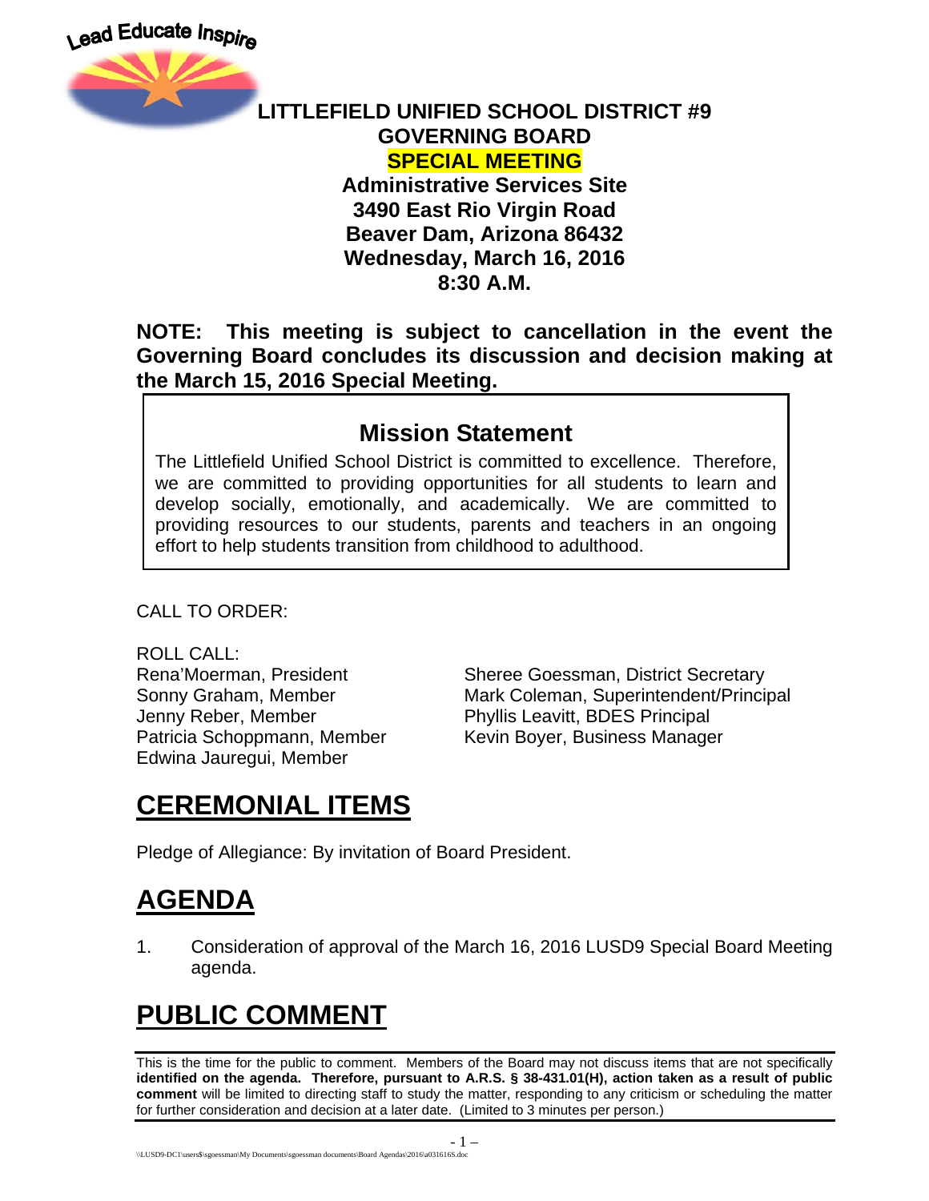Lead Educate Inspire

# LITTLEFIELD UNIFIED SCHOOL DISTRICT #9
## GOVERNING BOARD
## SPECIAL MEETING

**Administrative Services Site**
**3490 East Rio Virgin Road**
**Beaver Dam, Arizona 86432**
**Wednesday, March 16, 2016**
**8:30 A.M.**

**NOTE: This meeting is subject to cancellation in the event the Governing Board concludes its discussion and decision making at the March 15, 2016 Special Meeting.**

### Mission Statement

The Littlefield Unified School District is committed to excellence. Therefore, we are committed to providing opportunities for all students to learn and develop socially, emotionally, and academically. We are committed to providing resources to our students, parents and teachers in an ongoing effort to help students transition from childhood to adulthood.

CALL TO ORDER:

ROLL CALL:

Rena'Moerman, President
Sonny Graham, Member
Jenny Reber, Member
Patricia Schoppmann, Member
Edwina Jauregui, Member

Sheree Goessman, District Secretary
Mark Coleman, Superintendent/Principal
Phyllis Leavitt, BDES Principal
Kevin Boyer, Business Manager

# CEREMONIAL ITEMS

Pledge of Allegiance: By invitation of Board President.

# AGENDA

1. Consideration of approval of the March 16, 2016 LUSD9 Special Board Meeting agenda.

# PUBLIC COMMENT

This is the time for the public to comment. Members of the Board may not discuss items that are not specifically **identified on the agenda. Therefore, pursuant to A.R.S. § 38-431.01(H), action taken as a result of public comment** will be limited to directing staff to study the matter, responding to any criticism or scheduling the matter for further consideration and decision at a later date. (Limited to 3 minutes per person.)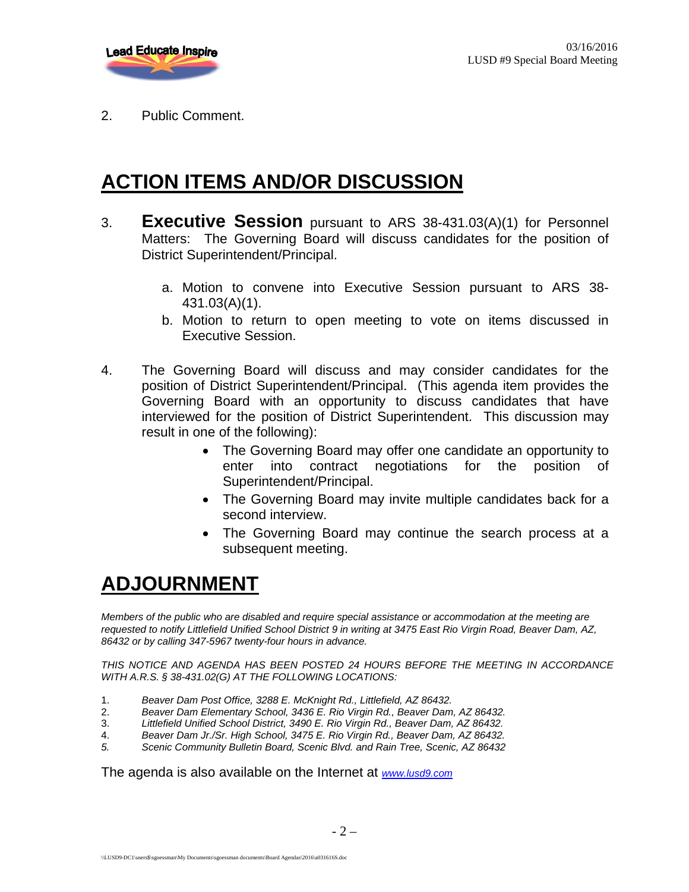2. Public Comment.

# ACTION ITEMS AND/OR DISCUSSION

3. **Executive Session** pursuant to ARS 38-431.03(A)(1) for Personnel Matters: The Governing Board will discuss candidates for the position of District Superintendent/Principal.

   a. Motion to convene into Executive Session pursuant to ARS 38-431.03(A)(1).
   b. Motion to return to open meeting to vote on items discussed in Executive Session.

4. The Governing Board will discuss and may consider candidates for the position of District Superintendent/Principal. (This agenda item provides the Governing Board with an opportunity to discuss candidates that have interviewed for the position of District Superintendent. This discussion may result in one of the following):

   - The Governing Board may offer one candidate an opportunity to enter into contract negotiations for the position of Superintendent/Principal.
   - The Governing Board may invite multiple candidates back for a second interview.
   - The Governing Board may continue the search process at a subsequent meeting.

# ADJOURNMENT

*Members of the public who are disabled and require special assistance or accommodation at the meeting are requested to notify Littlefield Unified School District 9 in writing at 3475 East Rio Virgin Road, Beaver Dam, AZ, 86432 or by calling 347-5967 twenty-four hours in advance.*

*THIS NOTICE AND AGENDA HAS BEEN POSTED 24 HOURS BEFORE THE MEETING IN ACCORDANCE WITH A.R.S. § 38-431.02(G) AT THE FOLLOWING LOCATIONS:*

1. *Beaver Dam Post Office, 3288 E. McKnight Rd., Littlefield, AZ 86432.*
2. *Beaver Dam Elementary School, 3436 E. Rio Virgin Rd., Beaver Dam, AZ 86432.*
3. *Littlefield Unified School District, 3490 E. Rio Virgin Rd., Beaver Dam, AZ 86432.*
4. *Beaver Dam Jr./Sr. High School, 3475 E. Rio Virgin Rd., Beaver Dam, AZ 86432.*
5. *Scenic Community Bulletin Board, Scenic Blvd. and Rain Tree, Scenic, AZ 86432*

The agenda is also available on the Internet at *www.lusd9.com*